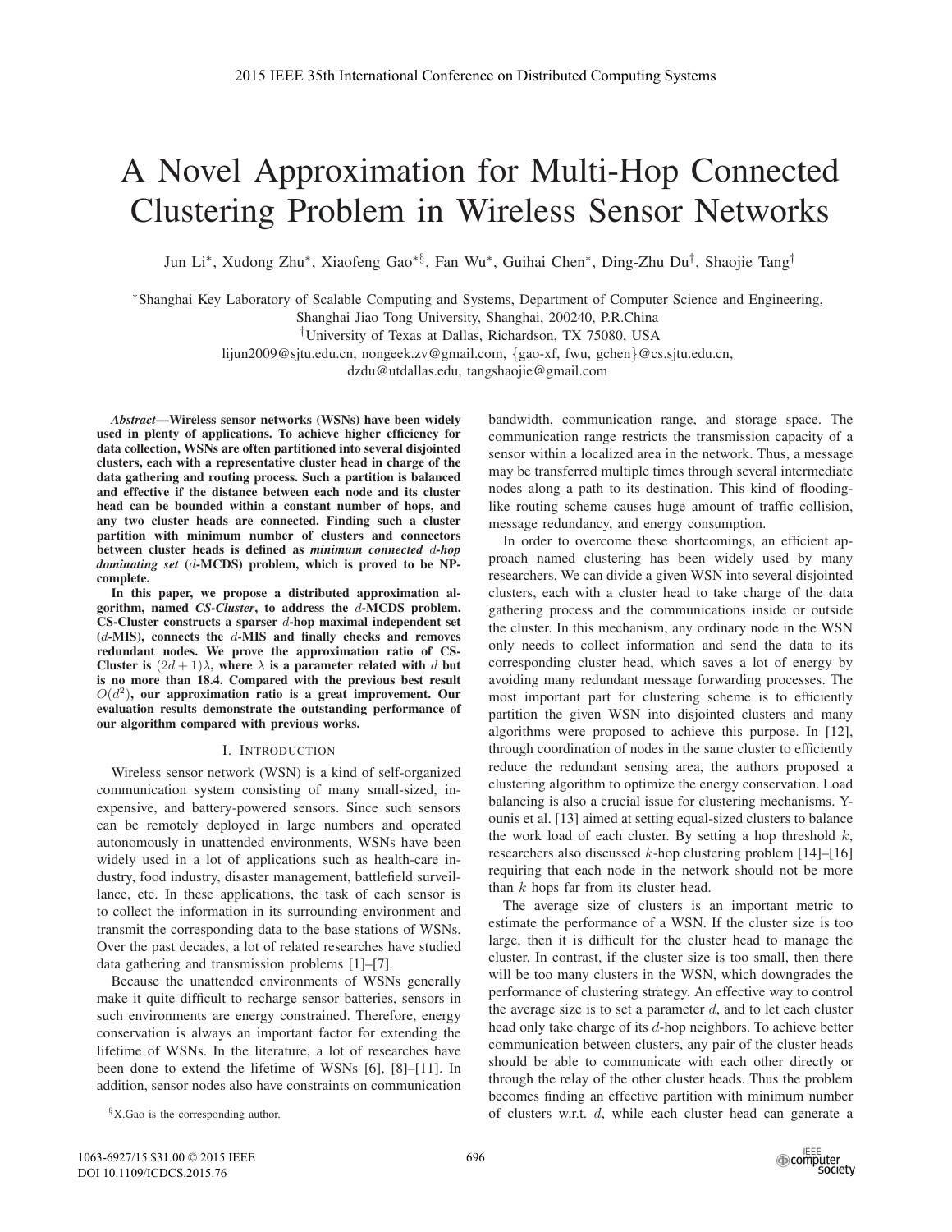# A Novel Approximation for Multi-Hop Connected Clustering Problem in Wireless Sensor Networks

Jun Li[*], Xudong Zhu[*], Xiaofeng Gao[*§], Fan Wu[*], Guihai Chen[*], Ding-Zhu Du[†], Shaojie Tang[†]

[*]Shanghai Key Laboratory of Scalable Computing and Systems, Department of Computer Science and Engineering, Shanghai Jiao Tong University, Shanghai, 200240, P.R.China

[†]University of Texas at Dallas, Richardson, TX 75080, USA

lijun2009@sjtu.edu.cn, nongeek.zv@gmail.com, {gao-xf, fwu, gchen}@cs.sjtu.edu.cn, dzdu@utdallas.edu, tangshaojie@gmail.com

***Abstract*—Wireless sensor networks (WSNs) have been widely used in plenty of applications. To achieve higher efficiency for data collection, WSNs are often partitioned into several disjointed clusters, each with a representative cluster head in charge of the data gathering and routing process. Such a partition is balanced and effective if the distance between each node and its cluster head can be bounded within a constant number of hops, and any two cluster heads are connected. Finding such a cluster partition with minimum number of clusters and connectors between cluster heads is defined as *minimum connected $d$-hop dominating set* ($d$-MCDS) problem, which is proved to be NP-complete.**

**In this paper, we propose a distributed approximation algorithm, named *CS-Cluster*, to address the $d$-MCDS problem. CS-Cluster constructs a sparser $d$-hop maximal independent set ($d$-MIS), connects the $d$-MIS and finally checks and removes redundant nodes. We prove the approximation ratio of CS-Cluster is $(2d+1)\lambda$, where $\lambda$ is a parameter related with $d$ but is no more than 18.4. Compared with the previous best result $O(d^2)$, our approximation ratio is a great improvement. Our evaluation results demonstrate the outstanding performance of our algorithm compared with previous works.**

## I. Introduction

Wireless sensor network (WSN) is a kind of self-organized communication system consisting of many small-sized, inexpensive, and battery-powered sensors. Since such sensors can be remotely deployed in large numbers and operated autonomously in unattended environments, WSNs have been widely used in a lot of applications such as health-care industry, food industry, disaster management, battlefield surveillance, etc. In these applications, the task of each sensor is to collect the information in its surrounding environment and transmit the corresponding data to the base stations of WSNs. Over the past decades, a lot of related researches have studied data gathering and transmission problems [1]–[7].

Because the unattended environments of WSNs generally make it quite difficult to recharge sensor batteries, sensors in such environments are energy constrained. Therefore, energy conservation is always an important factor for extending the lifetime of WSNs. In the literature, a lot of researches have been done to extend the lifetime of WSNs [6], [8]–[11]. In addition, sensor nodes also have constraints on communication bandwidth, communication range, and storage space. The communication range restricts the transmission capacity of a sensor within a localized area in the network. Thus, a message may be transferred multiple times through several intermediate nodes along a path to its destination. This kind of flooding-like routing scheme causes huge amount of traffic collision, message redundancy, and energy consumption.

In order to overcome these shortcomings, an efficient approach named clustering has been widely used by many researchers. We can divide a given WSN into several disjointed clusters, each with a cluster head to take charge of the data gathering process and the communications inside or outside the cluster. In this mechanism, any ordinary node in the WSN only needs to collect information and send the data to its corresponding cluster head, which saves a lot of energy by avoiding many redundant message forwarding processes. The most important part for clustering scheme is to efficiently partition the given WSN into disjointed clusters and many algorithms were proposed to achieve this purpose. In [12], through coordination of nodes in the same cluster to efficiently reduce the redundant sensing area, the authors proposed a clustering algorithm to optimize the energy conservation. Load balancing is also a crucial issue for clustering mechanisms. Younis et al. [13] aimed at setting equal-sized clusters to balance the work load of each cluster. By setting a hop threshold $k$, researchers also discussed $k$-hop clustering problem [14]–[16] requiring that each node in the network should not be more than $k$ hops far from its cluster head.

The average size of clusters is an important metric to estimate the performance of a WSN. If the cluster size is too large, then it is difficult for the cluster head to manage the cluster. In contrast, if the cluster size is too small, then there will be too many clusters in the WSN, which downgrades the performance of clustering strategy. An effective way to control the average size is to set a parameter $d$, and to let each cluster head only take charge of its $d$-hop neighbors. To achieve better communication between clusters, any pair of the cluster heads should be able to communicate with each other directly or through the relay of the other cluster heads. Thus the problem becomes finding an effective partition with minimum number of clusters w.r.t. $d$, while each cluster head can generate a

[§]X.Gao is the corresponding author.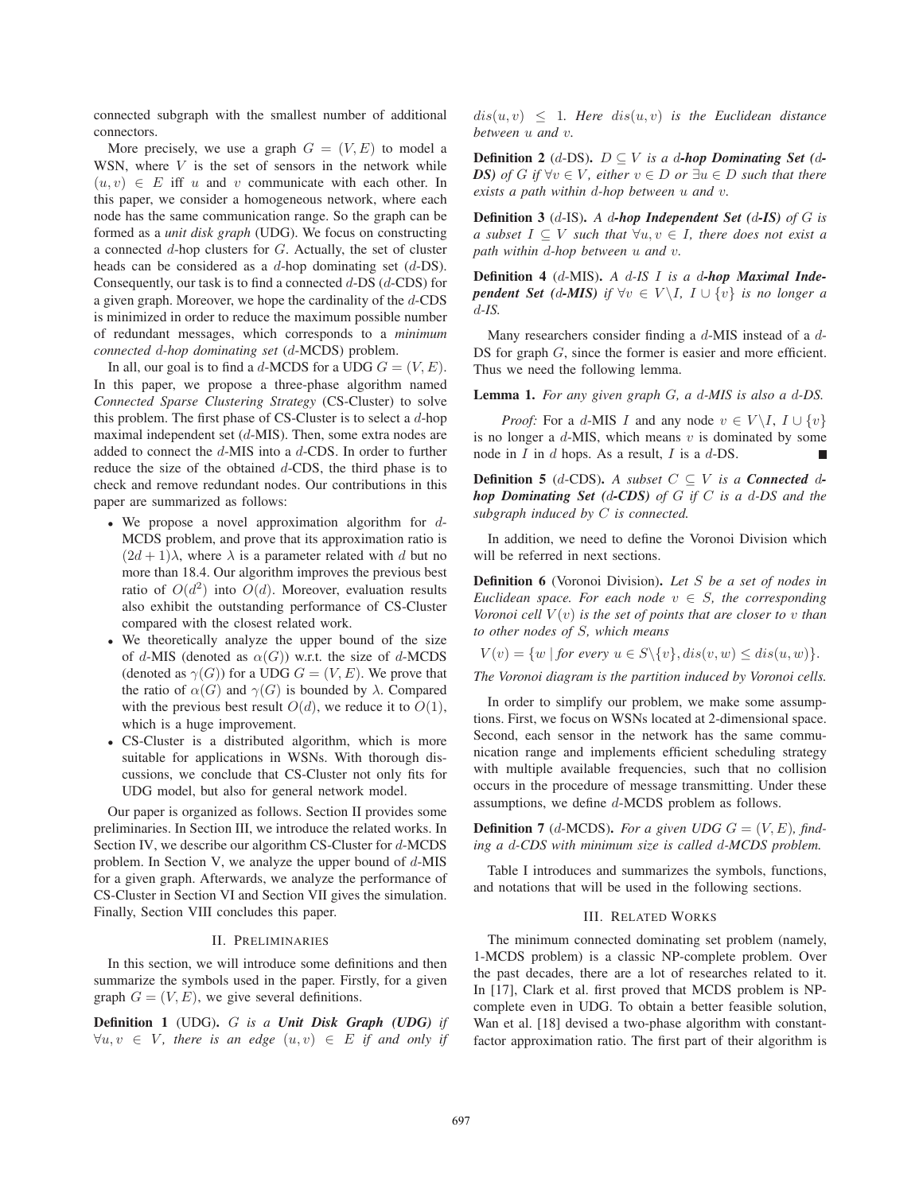connected subgraph with the smallest number of additional connectors.

More precisely, we use a graph $G = (V, E)$ to model a WSN, where $V$ is the set of sensors in the network while $(u, v) \in E$ iff $u$ and $v$ communicate with each other. In this paper, we consider a homogeneous network, where each node has the same communication range. So the graph can be formed as a *unit disk graph* (UDG). We focus on constructing a connected $d$-hop clusters for $G$. Actually, the set of cluster heads can be considered as a $d$-hop dominating set ($d$-DS). Consequently, our task is to find a connected $d$-DS ($d$-CDS) for a given graph. Moreover, we hope the cardinality of the $d$-CDS is minimized in order to reduce the maximum possible number of redundant messages, which corresponds to a *minimum connected $d$-hop dominating set* ($d$-MCDS) problem.

In all, our goal is to find a $d$-MCDS for a UDG $G = (V, E)$. In this paper, we propose a three-phase algorithm named *Connected Sparse Clustering Strategy* (CS-Cluster) to solve this problem. The first phase of CS-Cluster is to select a $d$-hop maximal independent set ($d$-MIS). Then, some extra nodes are added to connect the $d$-MIS into a $d$-CDS. In order to further reduce the size of the obtained $d$-CDS, the third phase is to check and remove redundant nodes. Our contributions in this paper are summarized as follows:

- We propose a novel approximation algorithm for $d$-MCDS problem, and prove that its approximation ratio is $(2d+1)\lambda$, where $\lambda$ is a parameter related with $d$ but no more than 18.4. Our algorithm improves the previous best ratio of $O(d^2)$ into $O(d)$. Moreover, evaluation results also exhibit the outstanding performance of CS-Cluster compared with the closest related work.
- We theoretically analyze the upper bound of the size of $d$-MIS (denoted as $\alpha(G)$) w.r.t. the size of $d$-MCDS (denoted as $\gamma(G)$) for a UDG $G = (V, E)$. We prove that the ratio of $\alpha(G)$ and $\gamma(G)$ is bounded by $\lambda$. Compared with the previous best result $O(d)$, we reduce it to $O(1)$, which is a huge improvement.
- CS-Cluster is a distributed algorithm, which is more suitable for applications in WSNs. With thorough discussions, we conclude that CS-Cluster not only fits for UDG model, but also for general network model.

Our paper is organized as follows. Section II provides some preliminaries. In Section III, we introduce the related works. In Section IV, we describe our algorithm CS-Cluster for $d$-MCDS problem. In Section V, we analyze the upper bound of $d$-MIS for a given graph. Afterwards, we analyze the performance of CS-Cluster in Section VI and Section VII gives the simulation. Finally, Section VIII concludes this paper.

## II. Preliminaries

In this section, we will introduce some definitions and then summarize the symbols used in the paper. Firstly, for a given graph $G = (V, E)$, we give several definitions.

**Definition 1** (UDG). *$G$ is a **Unit Disk Graph (UDG)** if $\forall u, v \in V$, there is an edge $(u, v) \in E$ if and only if $dis(u, v) \leq 1$. Here $dis(u, v)$ is the Euclidean distance between $u$ and $v$.*

**Definition 2** ($d$-DS). *$D \subseteq V$ is a **$d$-hop Dominating Set ($d$-DS)** of $G$ if $\forall v \in V$, either $v \in D$ or $\exists u \in D$ such that there exists a path within $d$-hop between $u$ and $v$.*

**Definition 3** ($d$-IS). *A **$d$-hop Independent Set ($d$-IS)** of $G$ is a subset $I \subseteq V$ such that $\forall u, v \in I$, there does not exist a path within $d$-hop between $u$ and $v$.*

**Definition 4** ($d$-MIS). *A $d$-IS $I$ is a **$d$-hop Maximal Independent Set ($d$-MIS)** if $\forall v \in V \backslash I$, $I \cup \{v\}$ is no longer a $d$-IS.*

Many researchers consider finding a $d$-MIS instead of a $d$-DS for graph $G$, since the former is easier and more efficient. Thus we need the following lemma.

**Lemma 1.** *For any given graph $G$, a $d$-MIS is also a $d$-DS.*

*Proof:* For a $d$-MIS $I$ and any node $v \in V \backslash I$, $I \cup \{v\}$ is no longer a $d$-MIS, which means $v$ is dominated by some node in $I$ in $d$ hops. As a result, $I$ is a $d$-DS. ∎

**Definition 5** ($d$-CDS). *A subset $C \subseteq V$ is a **Connected $d$-hop Dominating Set ($d$-CDS)** of $G$ if $C$ is a $d$-DS and the subgraph induced by $C$ is connected.*

In addition, we need to define the Voronoi Division which will be referred in next sections.

**Definition 6** (Voronoi Division). *Let $S$ be a set of nodes in Euclidean space. For each node $v \in S$, the corresponding Voronoi cell $V(v)$ is the set of points that are closer to $v$ than to other nodes of $S$, which means*

$$V(v) = \{w \mid for\ every\ u \in S \backslash \{v\}, dis(v, w) \leq dis(u, w)\}.$$

*The Voronoi diagram is the partition induced by Voronoi cells.*

In order to simplify our problem, we make some assumptions. First, we focus on WSNs located at 2-dimensional space. Second, each sensor in the network has the same communication range and implements efficient scheduling strategy with multiple available frequencies, such that no collision occurs in the procedure of message transmitting. Under these assumptions, we define $d$-MCDS problem as follows.

**Definition 7** ($d$-MCDS). *For a given UDG $G = (V, E)$, finding a $d$-CDS with minimum size is called $d$-MCDS problem.*

Table I introduces and summarizes the symbols, functions, and notations that will be used in the following sections.

## III. Related Works

The minimum connected dominating set problem (namely, 1-MCDS problem) is a classic NP-complete problem. Over the past decades, there are a lot of researches related to it. In [17], Clark et al. first proved that MCDS problem is NP-complete even in UDG. To obtain a better feasible solution, Wan et al. [18] devised a two-phase algorithm with constant-factor approximation ratio. The first part of their algorithm is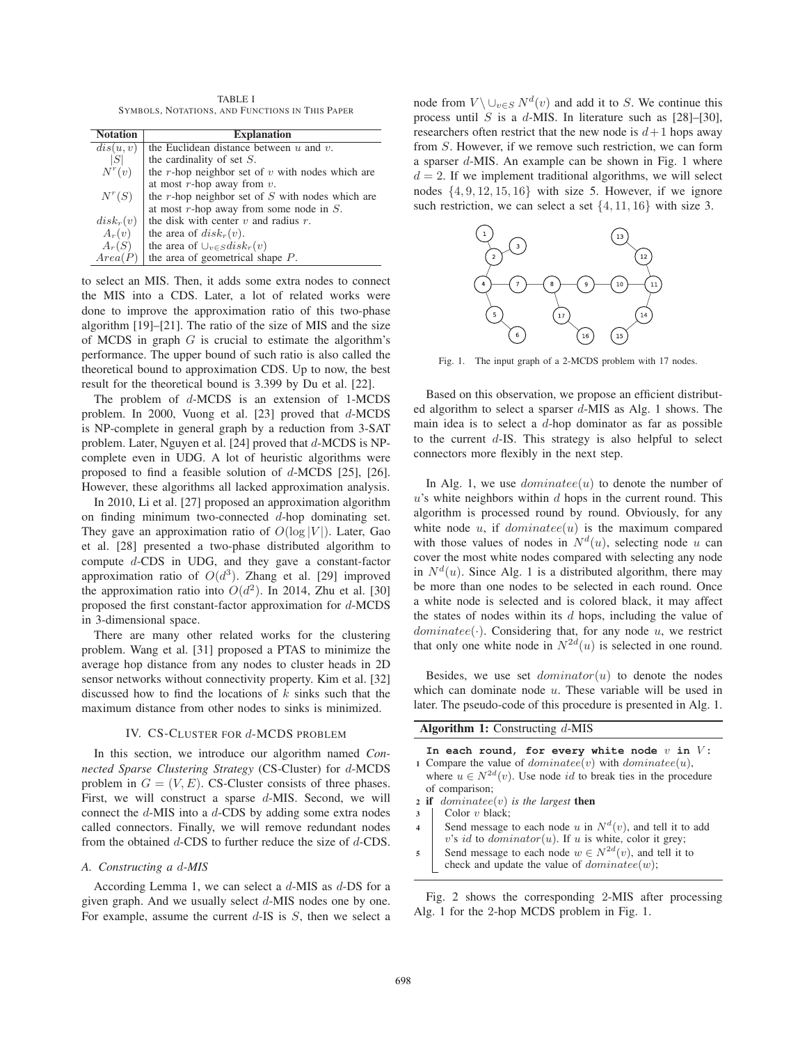TABLE I
SYMBOLS, NOTATIONS, AND FUNCTIONS IN THIS PAPER

| Notation | Explanation |
|---|---|
| $dis(u, v)$ | the Euclidean distance between $u$ and $v$. |
| $\|S\|$ | the cardinality of set $S$. |
| $N^r(v)$ | the $r$-hop neighbor set of $v$ with nodes which are at most $r$-hop away from $v$. |
| $N^r(S)$ | the $r$-hop neighbor set of $S$ with nodes which are at most $r$-hop away from some node in $S$. |
| $disk_r(v)$ | the disk with center $v$ and radius $r$. |
| $A_r(v)$ | the area of $disk_r(v)$. |
| $A_r(S)$ | the area of $\cup_{v \in S} disk_r(v)$ |
| $Area(P)$ | the area of geometrical shape $P$. |

to select an MIS. Then, it adds some extra nodes to connect the MIS into a CDS. Later, a lot of related works were done to improve the approximation ratio of this two-phase algorithm [19]–[21]. The ratio of the size of MIS and the size of MCDS in graph $G$ is crucial to estimate the algorithm's performance. The upper bound of such ratio is also called the theoretical bound to approximation CDS. Up to now, the best result for the theoretical bound is 3.399 by Du et al. [22].

The problem of $d$-MCDS is an extension of 1-MCDS problem. In 2000, Vuong et al. [23] proved that $d$-MCDS is NP-complete in general graph by a reduction from 3-SAT problem. Later, Nguyen et al. [24] proved that $d$-MCDS is NP-complete even in UDG. A lot of heuristic algorithms were proposed to find a feasible solution of $d$-MCDS [25], [26]. However, these algorithms all lacked approximation analysis.

In 2010, Li et al. [27] proposed an approximation algorithm on finding minimum two-connected $d$-hop dominating set. They gave an approximation ratio of $O(\log |V|)$. Later, Gao et al. [28] presented a two-phase distributed algorithm to compute $d$-CDS in UDG, and they gave a constant-factor approximation ratio of $O(d^3)$. Zhang et al. [29] improved the approximation ratio into $O(d^2)$. In 2014, Zhu et al. [30] proposed the first constant-factor approximation for $d$-MCDS in 3-dimensional space.

There are many other related works for the clustering problem. Wang et al. [31] proposed a PTAS to minimize the average hop distance from any nodes to cluster heads in 2D sensor networks without connectivity property. Kim et al. [32] discussed how to find the locations of $k$ sinks such that the maximum distance from other nodes to sinks is minimized.

## IV. CS-Cluster for $d$-MCDS problem

In this section, we introduce our algorithm named *Connected Sparse Clustering Strategy* (CS-Cluster) for $d$-MCDS problem in $G = (V, E)$. CS-Cluster consists of three phases. First, we will construct a sparse $d$-MIS. Second, we will connect the $d$-MIS into a $d$-CDS by adding some extra nodes called connectors. Finally, we will remove redundant nodes from the obtained $d$-CDS to further reduce the size of $d$-CDS.

### A. Constructing a $d$-MIS

According Lemma 1, we can select a $d$-MIS as $d$-DS for a given graph. And we usually select $d$-MIS nodes one by one. For example, assume the current $d$-IS is $S$, then we select a node from $V \setminus \cup_{v \in S} N^d(v)$ and add it to $S$. We continue this process until $S$ is a $d$-MIS. In literature such as [28]–[30], researchers often restrict that the new node is $d+1$ hops away from $S$. However, if we remove such restriction, we can form a sparser $d$-MIS. An example can be shown in Fig. 1 where $d = 2$. If we implement traditional algorithms, we will select nodes $\{4, 9, 12, 15, 16\}$ with size 5. However, if we ignore such restriction, we can select a set $\{4, 11, 16\}$ with size 3.

Fig. 1. The input graph of a 2-MCDS problem with 17 nodes.

Based on this observation, we propose an efficient distributed algorithm to select a sparser $d$-MIS as Alg. 1 shows. The main idea is to select a $d$-hop dominator as far as possible to the current $d$-IS. This strategy is also helpful to select connectors more flexibly in the next step.

In Alg. 1, we use $dominatee(u)$ to denote the number of $u$'s white neighbors within $d$ hops in the current round. This algorithm is processed round by round. Obviously, for any white node $u$, if $dominatee(u)$ is the maximum compared with those values of nodes in $N^d(u)$, selecting node $u$ can cover the most white nodes compared with selecting any node in $N^d(u)$. Since Alg. 1 is a distributed algorithm, there may be more than one nodes to be selected in each round. Once a white node is selected and is colored black, it may affect the states of nodes within its $d$ hops, including the value of $dominatee(\cdot)$. Considering that, for any node $u$, we restrict that only one white node in $N^{2d}(u)$ is selected in one round.

Besides, we use set $dominator(u)$ to denote the nodes which can dominate node $u$. These variable will be used in later. The pseudo-code of this procedure is presented in Alg. 1.

**Algorithm 1:** Constructing $d$-MIS

```
In each round, for every white node v in V:
1 Compare the value of dominatee(v) with dominatee(u),
  where u ∈ N^{2d}(v). Use node id to break ties in the procedure
  of comparison;
2 if dominatee(v) is the largest then
3     Color v black;
4     Send message to each node u in N^d(v), and tell it to add
      v's id to dominator(u). If u is white, color it grey;
5     Send message to each node w ∈ N^{2d}(v), and tell it to
      check and update the value of dominatee(w);
```

Fig. 2 shows the corresponding 2-MIS after processing Alg. 1 for the 2-hop MCDS problem in Fig. 1.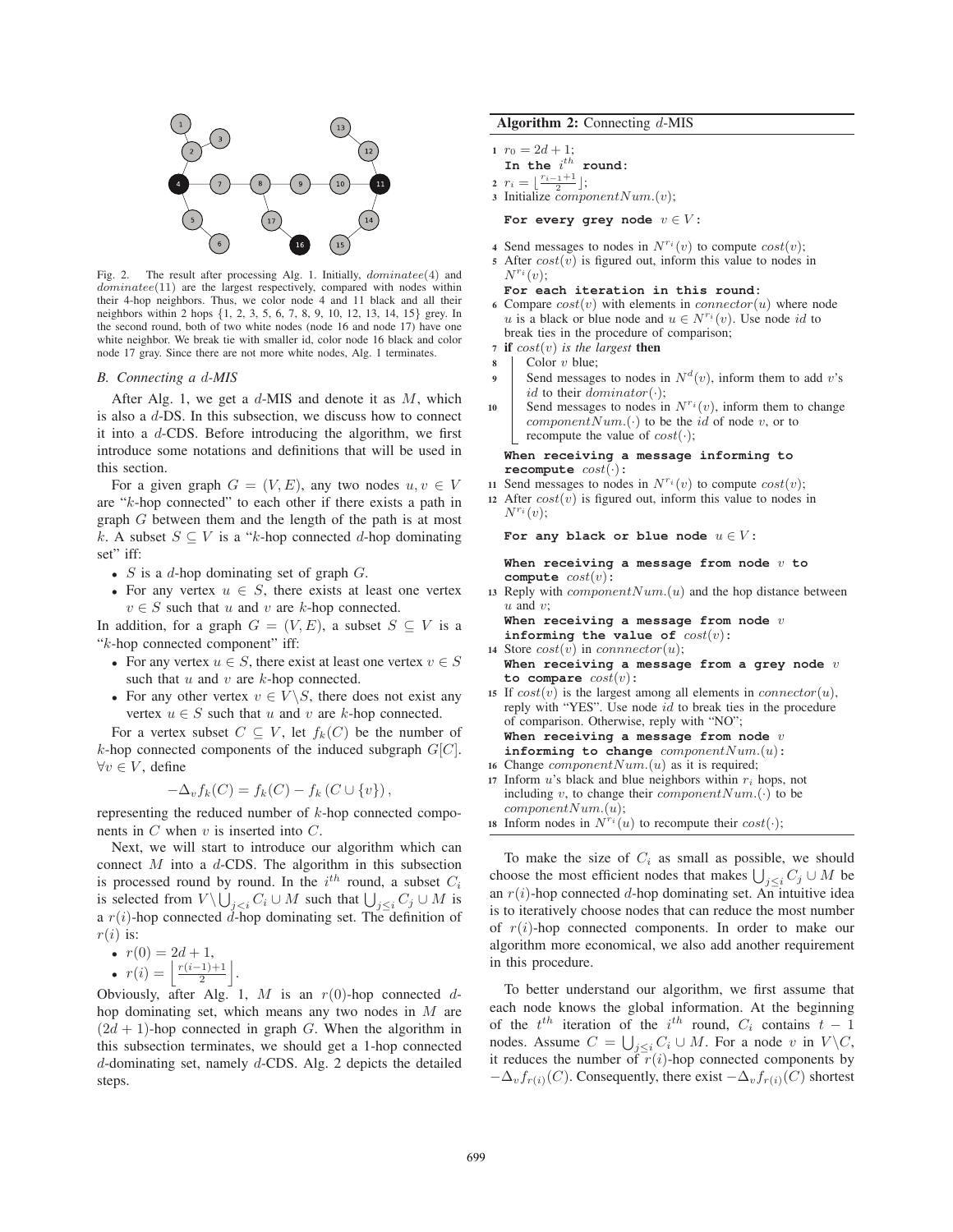Fig. 2. The result after processing Alg. 1. Initially, $dominatee(4)$ and $dominatee(11)$ are the largest respectively, compared with nodes within their 4-hop neighbors. Thus, we color node 4 and 11 black and all their neighbors within 2 hops {1, 2, 3, 5, 6, 7, 8, 9, 10, 12, 13, 14, 15} grey. In the second round, both of two white nodes (node 16 and node 17) have one white neighbor. We break tie with smaller id, color node 16 black and color node 17 gray. Since there are not more white nodes, Alg. 1 terminates.

### B. Connecting a $d$-MIS

After Alg. 1, we get a $d$-MIS and denote it as $M$, which is also a $d$-DS. In this subsection, we discuss how to connect it into a $d$-CDS. Before introducing the algorithm, we first introduce some notations and definitions that will be used in this section.

For a given graph $G = (V, E)$, any two nodes $u, v \in V$ are "$k$-hop connected" to each other if there exists a path in graph $G$ between them and the length of the path is at most $k$. A subset $S \subseteq V$ is a "$k$-hop connected $d$-hop dominating set" iff:

- $S$ is a $d$-hop dominating set of graph $G$.
- For any vertex $u \in S$, there exists at least one vertex $v \in S$ such that $u$ and $v$ are $k$-hop connected.

In addition, for a graph $G = (V, E)$, a subset $S \subseteq V$ is a "$k$-hop connected component" iff:

- For any vertex $u \in S$, there exist at least one vertex $v \in S$ such that $u$ and $v$ are $k$-hop connected.
- For any other vertex $v \in V \backslash S$, there does not exist any vertex $u \in S$ such that $u$ and $v$ are $k$-hop connected.

For a vertex subset $C \subseteq V$, let $f_k(C)$ be the number of $k$-hop connected components of the induced subgraph $G[C]$. $\forall v \in V$, define

$$-\Delta_v f_k(C) = f_k(C) - f_k(C \cup \{v\}),$$

representing the reduced number of $k$-hop connected components in $C$ when $v$ is inserted into $C$.

Next, we will start to introduce our algorithm which can connect $M$ into a $d$-CDS. The algorithm in this subsection is processed round by round. In the $i^{th}$ round, a subset $C_i$ is selected from $V \backslash \bigcup_{j<i} C_i \cup M$ such that $\bigcup_{j \leq i} C_j \cup M$ is a $r(i)$-hop connected $d$-hop dominating set. The definition of $r(i)$ is:

- $r(0) = 2d + 1$,
- $r(i) = \left\lfloor \frac{r(i-1)+1}{2} \right\rfloor$.

Obviously, after Alg. 1, $M$ is an $r(0)$-hop connected $d$-hop dominating set, which means any two nodes in $M$ are $(2d + 1)$-hop connected in graph $G$. When the algorithm in this subsection terminates, we should get a 1-hop connected $d$-dominating set, namely $d$-CDS. Alg. 2 depicts the detailed steps.

**Algorithm 2:** Connecting $d$-MIS

1. $r_0 = 2d + 1$;
   **In the $i^{th}$ round:**
2. $r_i = \lfloor \frac{r_{i-1}+1}{2} \rfloor$;
3. Initialize $componentNum.(v)$;
   **For every grey node $v \in V$:**
4. Send messages to nodes in $N^{r_i}(v)$ to compute $cost(v)$;
5. After $cost(v)$ is figured out, inform this value to nodes in $N^{r_i}(v)$;
   **For each iteration in this round:**
6. Compare $cost(v)$ with elements in $connector(u)$ where node $u$ is a black or blue node and $u \in N^{r_i}(v)$. Use node $id$ to break ties in the procedure of comparison;
7. **if** $cost(v)$ *is the largest* **then**
8. Color $v$ blue;
9. Send messages to nodes in $N^d(v)$, inform them to add $v$'s $id$ to their $dominator(\cdot)$;
10. Send messages to nodes in $N^{r_i}(v)$, inform them to change $componentNum.(\cdot)$ to be the $id$ of node $v$, or to recompute the value of $cost(\cdot)$;
    **When receiving a message informing to recompute $cost(\cdot)$:**
11. Send messages to nodes in $N^{r_i}(v)$ to compute $cost(v)$;
12. After $cost(v)$ is figured out, inform this value to nodes in $N^{r_i}(v)$;
    **For any black or blue node $u \in V$:**
    **When receiving a message from node $v$ to compute $cost(v)$:**
13. Reply with $componentNum.(u)$ and the hop distance between $u$ and $v$;
    **When receiving a message from node $v$ informing the value of $cost(v)$:**
14. Store $cost(v)$ in $connnector(u)$;
    **When receiving a message from a grey node $v$ to compare $cost(v)$:**
15. If $cost(v)$ is the largest among all elements in $connector(u)$, reply with "YES". Use node $id$ to break ties in the procedure of comparison. Otherwise, reply with "NO";
    **When receiving a message from node $v$ informing to change $componentNum.(u)$:**
16. Change $componentNum.(u)$ as it is required;
17. Inform $u$'s black and blue neighbors within $r_i$ hops, not including $v$, to change their $componentNum.(\cdot)$ to be $componentNum.(u)$;
18. Inform nodes in $N^{r_i}(u)$ to recompute their $cost(\cdot)$;

To make the size of $C_i$ as small as possible, we should choose the most efficient nodes that makes $\bigcup_{j \leq i} C_j \cup M$ be an $r(i)$-hop connected $d$-hop dominating set. An intuitive idea is to iteratively choose nodes that can reduce the most number of $r(i)$-hop connected components. In order to make our algorithm more economical, we also add another requirement in this procedure.

To better understand our algorithm, we first assume that each node knows the global information. At the beginning of the $t^{th}$ iteration of the $i^{th}$ round, $C_i$ contains $t - 1$ nodes. Assume $C = \bigcup_{j \leq i} C_i \cup M$. For a node $v$ in $V \backslash C$, it reduces the number of $r(i)$-hop connected components by $-\Delta_v f_{r(i)}(C)$. Consequently, there exist $-\Delta_v f_{r(i)}(C)$ shortest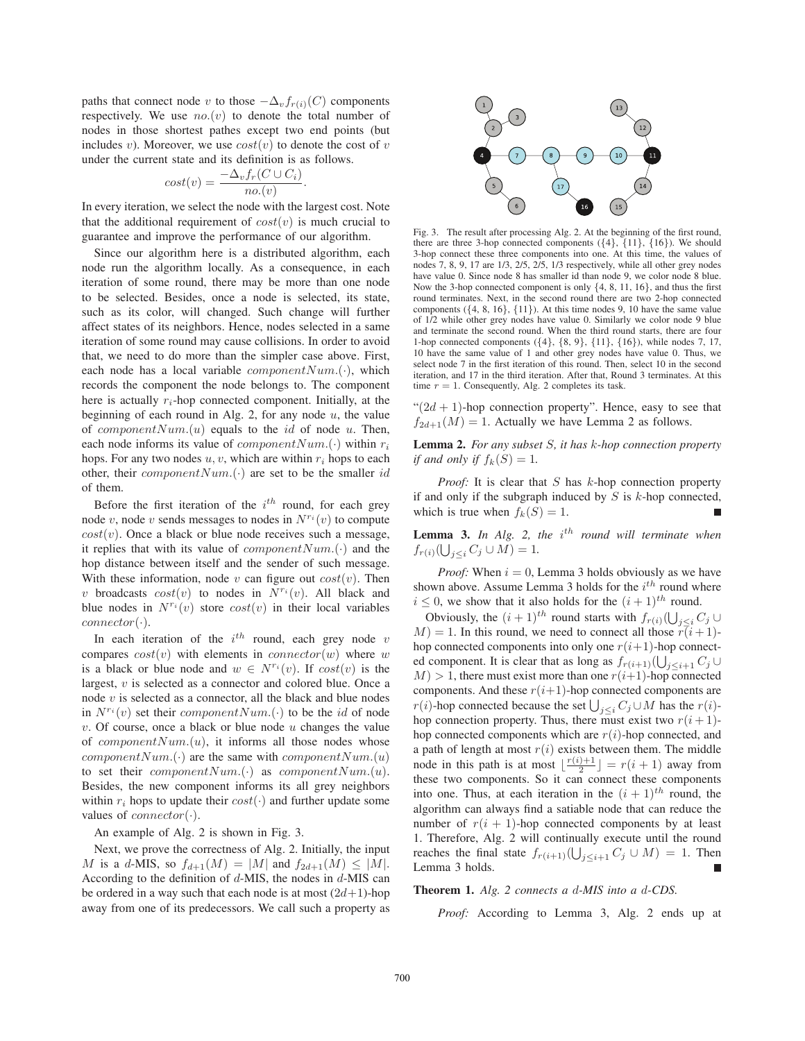paths that connect node $v$ to those $-\Delta_v f_{r(i)}(C)$ components respectively. We use $no.(v)$ to denote the total number of nodes in those shortest pathes except two end points (but includes $v$). Moreover, we use $cost(v)$ to denote the cost of $v$ under the current state and its definition is as follows.

$$cost(v) = \frac{-\Delta_v f_r(C \cup C_i)}{no.(v)}.$$

In every iteration, we select the node with the largest cost. Note that the additional requirement of $cost(v)$ is much crucial to guarantee and improve the performance of our algorithm.

Since our algorithm here is a distributed algorithm, each node run the algorithm locally. As a consequence, in each iteration of some round, there may be more than one node to be selected. Besides, once a node is selected, its state, such as its color, will changed. Such change will further affect states of its neighbors. Hence, nodes selected in a same iteration of some round may cause collisions. In order to avoid that, we need to do more than the simpler case above. First, each node has a local variable $componentNum.(\cdot)$, which records the component the node belongs to. The component here is actually $r_i$-hop connected component. Initially, at the beginning of each round in Alg. 2, for any node $u$, the value of $componentNum.(u)$ equals to the $id$ of node $u$. Then, each node informs its value of $componentNum.(\cdot)$ within $r_i$ hops. For any two nodes $u, v$, which are within $r_i$ hops to each other, their $componentNum.(\cdot)$ are set to be the smaller $id$ of them.

Before the first iteration of the $i^{th}$ round, for each grey node $v$, node $v$ sends messages to nodes in $N^{r_i}(v)$ to compute $cost(v)$. Once a black or blue node receives such a message, it replies that with its value of $componentNum.(\cdot)$ and the hop distance between itself and the sender of such message. With these information, node $v$ can figure out $cost(v)$. Then $v$ broadcasts $cost(v)$ to nodes in $N^{r_i}(v)$. All black and blue nodes in $N^{r_i}(v)$ store $cost(v)$ in their local variables $connector(\cdot)$.

In each iteration of the $i^{th}$ round, each grey node $v$ compares $cost(v)$ with elements in $connector(w)$ where $w$ is a black or blue node and $w \in N^{r_i}(v)$. If $cost(v)$ is the largest, $v$ is selected as a connector and colored blue. Once a node $v$ is selected as a connector, all the black and blue nodes in $N^{r_i}(v)$ set their $componentNum.(\cdot)$ to be the $id$ of node $v$. Of course, once a black or blue node $u$ changes the value of $componentNum.(u)$, it informs all those nodes whose $componentNum.(\cdot)$ are the same with $componentNum.(u)$ to set their $componentNum.(\cdot)$ as $componentNum.(u)$. Besides, the new component informs its all grey neighbors within $r_i$ hops to update their $cost(\cdot)$ and further update some values of $connector(\cdot)$.

An example of Alg. 2 is shown in Fig. 3.

Next, we prove the correctness of Alg. 2. Initially, the input $M$ is a $d$-MIS, so $f_{d+1}(M) = |M|$ and $f_{2d+1}(M) \leq |M|$. According to the definition of $d$-MIS, the nodes in $d$-MIS can be ordered in a way such that each node is at most $(2d+1)$-hop away from one of its predecessors. We call such a property as "$(2d+1)$-hop connection property". Hence, easy to see that $f_{2d+1}(M) = 1$. Actually we have Lemma 2 as follows.

Fig. 3. The result after processing Alg. 2. At the beginning of the first round, there are three 3-hop connected components ({4}, {11}, {16}). We should 3-hop connect these three components into one. At this time, the values of nodes 7, 8, 9, 17 are 1/3, 2/5, 2/5, 1/3 respectively, while all other grey nodes have value 0. Since node 8 has smaller id than node 9, we color node 8 blue. Now the 3-hop connected component is only {4, 8, 11, 16}, and thus the first round terminates. Next, in the second round there are two 2-hop connected components ({4, 8, 16}, {11}). At this time nodes 9, 10 have the same value of 1/2 while other grey nodes have value 0. Similarly we color node 9 blue and terminate the second round. When the third round starts, there are four 1-hop connected components ({4}, {8, 9}, {11}, {16}), while nodes 7, 17, 10 have the same value of 1 and other grey nodes have value 0. Thus, we select node 7 in the first iteration of this round. Then, select 10 in the second iteration, and 17 in the third iteration. After that, Round 3 terminates. At this time $r = 1$. Consequently, Alg. 2 completes its task.

**Lemma 2.** *For any subset $S$, it has $k$-hop connection property if and only if $f_k(S) = 1$.*

*Proof:* It is clear that $S$ has $k$-hop connection property if and only if the subgraph induced by $S$ is $k$-hop connected, which is true when $f_k(S) = 1$. ∎

**Lemma 3.** *In Alg. 2, the $i^{th}$ round will terminate when $f_{r(i)}(\bigcup_{j \leq i} C_j \cup M) = 1$.*

*Proof:* When $i = 0$, Lemma 3 holds obviously as we have shown above. Assume Lemma 3 holds for the $i^{th}$ round where $i \leq 0$, we show that it also holds for the $(i+1)^{th}$ round.

Obviously, the $(i+1)^{th}$ round starts with $f_{r(i)}(\bigcup_{j \leq i} C_j \cup M) = 1$. In this round, we need to connect all those $r(i+1)$-hop connected components into only one $r(i+1)$-hop connected component. It is clear that as long as $f_{r(i+1)}(\bigcup_{j \leq i+1} C_j \cup M) > 1$, there must exist more than one $r(i+1)$-hop connected components. And these $r(i+1)$-hop connected components are $r(i)$-hop connected because the set $\bigcup_{j \leq i} C_j \cup M$ has the $r(i)$-hop connection property. Thus, there must exist two $r(i+1)$-hop connected components which are $r(i)$-hop connected, and a path of length at most $r(i)$ exists between them. The middle node in this path is at most $\lfloor \frac{r(i)+1}{2} \rfloor = r(i+1)$ away from these two components. So it can connect these components into one. Thus, at each iteration in the $(i+1)^{th}$ round, the algorithm can always find a satiable node that can reduce the number of $r(i+1)$-hop connected components by at least 1. Therefore, Alg. 2 will continually execute until the round reaches the final state $f_{r(i+1)}(\bigcup_{j \leq i+1} C_j \cup M) = 1$. Then Lemma 3 holds. ∎

**Theorem 1.** *Alg. 2 connects a $d$-MIS into a $d$-CDS.*

*Proof:* According to Lemma 3, Alg. 2 ends up at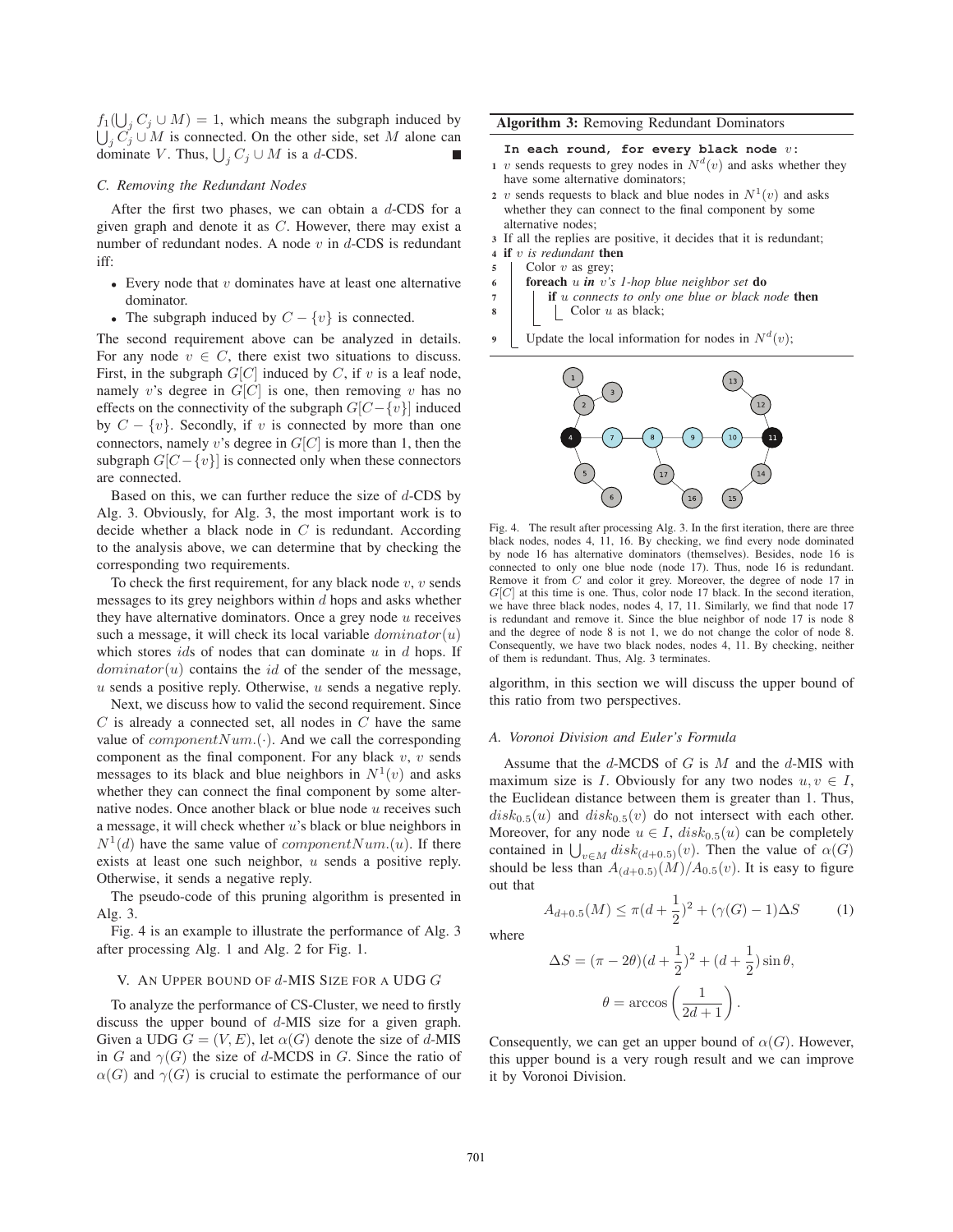$f_1(\bigcup_j C_j \cup M) = 1$, which means the subgraph induced by $\bigcup_j C_j \cup M$ is connected. On the other side, set $M$ alone can dominate $V$. Thus, $\bigcup_j C_j \cup M$ is a $d$-CDS. ■

### C. Removing the Redundant Nodes

After the first two phases, we can obtain a $d$-CDS for a given graph and denote it as $C$. However, there may exist a number of redundant nodes. A node $v$ in $d$-CDS is redundant iff:

- Every node that $v$ dominates have at least one alternative dominator.
- The subgraph induced by $C - \{v\}$ is connected.

The second requirement above can be analyzed in details. For any node $v \in C$, there exist two situations to discuss. First, in the subgraph $G[C]$ induced by $C$, if $v$ is a leaf node, namely $v$'s degree in $G[C]$ is one, then removing $v$ has no effects on the connectivity of the subgraph $G[C - \{v\}]$ induced by $C - \{v\}$. Secondly, if $v$ is connected by more than one connectors, namely $v$'s degree in $G[C]$ is more than 1, then the subgraph $G[C - \{v\}]$ is connected only when these connectors are connected.

Based on this, we can further reduce the size of $d$-CDS by Alg. 3. Obviously, for Alg. 3, the most important work is to decide whether a black node in $C$ is redundant. According to the analysis above, we can determine that by checking the corresponding two requirements.

To check the first requirement, for any black node $v$, $v$ sends messages to its grey neighbors within $d$ hops and asks whether they have alternative dominators. Once a grey node $u$ receives such a message, it will check its local variable $dominator(u)$ which stores $id$s of nodes that can dominate $u$ in $d$ hops. If $dominator(u)$ contains the $id$ of the sender of the message, $u$ sends a positive reply. Otherwise, $u$ sends a negative reply.

Next, we discuss how to valid the second requirement. Since $C$ is already a connected set, all nodes in $C$ have the same value of $componentNum.(\cdot)$. And we call the corresponding component as the final component. For any black $v$, $v$ sends messages to its black and blue neighbors in $N^1(v)$ and asks whether they can connect the final component by some alternative nodes. Once another black or blue node $u$ receives such a message, it will check whether $u$'s black or blue neighbors in $N^1(d)$ have the same value of $componentNum.(u)$. If there exists at least one such neighbor, $u$ sends a positive reply. Otherwise, it sends a negative reply.

The pseudo-code of this pruning algorithm is presented in Alg. 3.

Fig. 4 is an example to illustrate the performance of Alg. 3 after processing Alg. 1 and Alg. 2 for Fig. 1.

**Algorithm 3:** Removing Redundant Dominators

```
In each round, for every black node v:
1  v sends requests to grey nodes in N^d(v) and asks whether they
   have some alternative dominators;
2  v sends requests to black and blue nodes in N^1(v) and asks
   whether they can connect to the final component by some
   alternative nodes;
3  If all the replies are positive, it decides that it is redundant;
4  if v is redundant then
5      Color v as grey;
6      foreach u in v's 1-hop blue neighbor set do
7          if u connects to only one blue or black node then
8              Color u as black;
9      Update the local information for nodes in N^d(v);
```

Fig. 4. The result after processing Alg. 3. In the first iteration, there are three black nodes, nodes 4, 11, 16. By checking, we find every node dominated by node 16 has alternative dominators (themselves). Besides, node 16 is connected to only one blue node (node 17). Thus, node 16 is redundant. Remove it from $C$ and color it grey. Moreover, the degree of node 17 in $G[C]$ at this time is one. Thus, color node 17 black. In the second iteration, we have three black nodes, nodes 4, 17, 11. Similarly, we find that node 17 is redundant and remove it. Since the blue neighbor of node 17 is node 8 and the degree of node 8 is not 1, we do not change the color of node 8. Consequently, we have two black nodes, nodes 4, 11. By checking, neither of them is redundant. Thus, Alg. 3 terminates.

## V. An Upper bound of $d$-MIS Size for a UDG $G$

To analyze the performance of CS-Cluster, we need to firstly discuss the upper bound of $d$-MIS size for a given graph. Given a UDG $G = (V, E)$, let $\alpha(G)$ denote the size of $d$-MIS in $G$ and $\gamma(G)$ the size of $d$-MCDS in $G$. Since the ratio of $\alpha(G)$ and $\gamma(G)$ is crucial to estimate the performance of our algorithm, in this section we will discuss the upper bound of this ratio from two perspectives.

### A. Voronoi Division and Euler's Formula

Assume that the $d$-MCDS of $G$ is $M$ and the $d$-MIS with maximum size is $I$. Obviously for any two nodes $u, v \in I$, the Euclidean distance between them is greater than 1. Thus, $disk_{0.5}(u)$ and $disk_{0.5}(v)$ do not intersect with each other. Moreover, for any node $u \in I$, $disk_{0.5}(u)$ can be completely contained in $\bigcup_{v \in M} disk_{(d+0.5)}(v)$. Then the value of $\alpha(G)$ should be less than $A_{(d+0.5)}(M)/A_{0.5}(v)$. It is easy to figure out that

$$A_{d+0.5}(M) \leq \pi(d + \frac{1}{2})^2 + (\gamma(G) - 1)\Delta S \qquad (1)$$

where

$$\Delta S = (\pi - 2\theta)(d + \frac{1}{2})^2 + (d + \frac{1}{2})\sin\theta,$$

$$\theta = \arccos\left(\frac{1}{2d+1}\right).$$

Consequently, we can get an upper bound of $\alpha(G)$. However, this upper bound is a very rough result and we can improve it by Voronoi Division.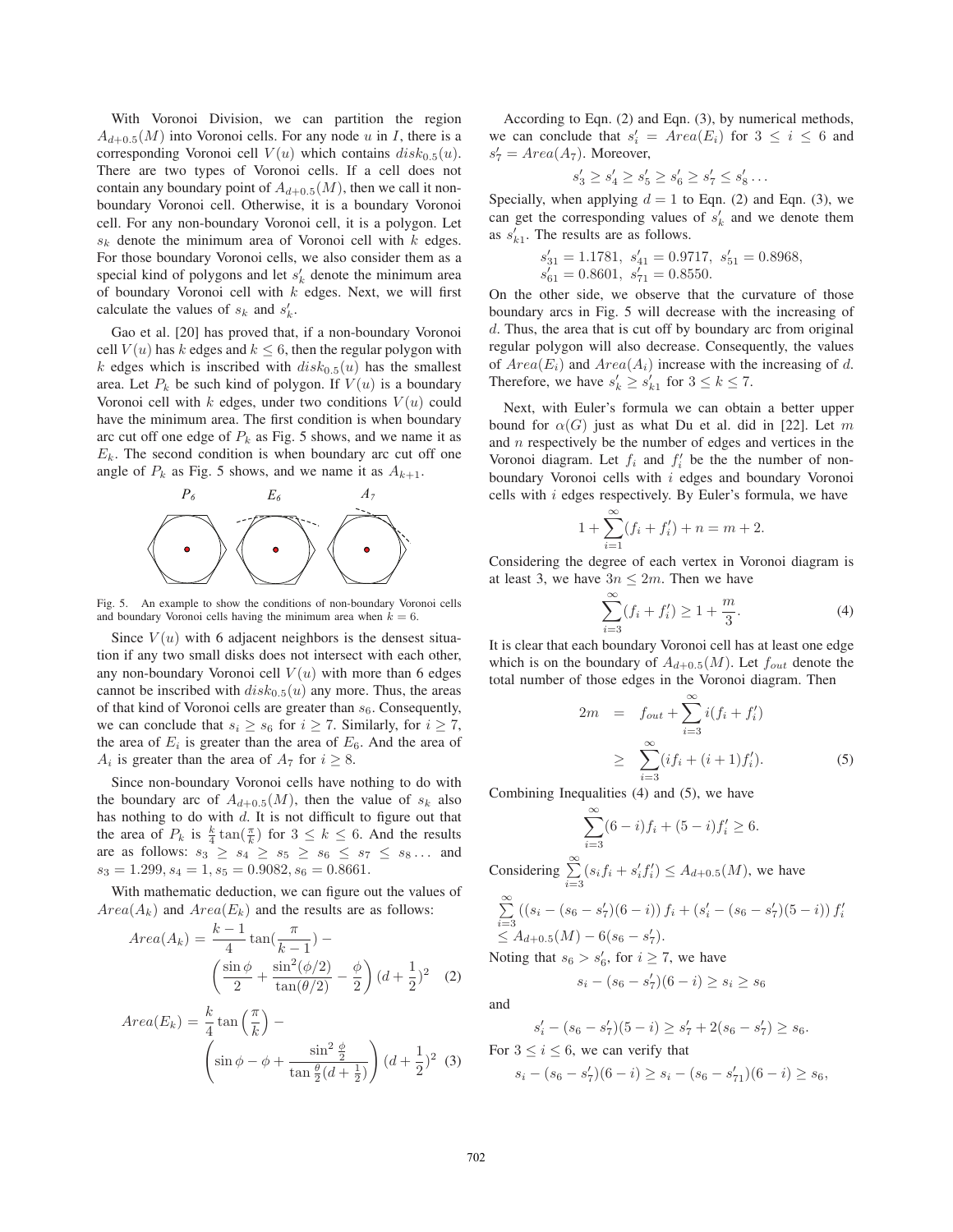With Voronoi Division, we can partition the region $A_{d+0.5}(M)$ into Voronoi cells. For any node $u$ in $I$, there is a corresponding Voronoi cell $V(u)$ which contains $disk_{0.5}(u)$. There are two types of Voronoi cells. If a cell does not contain any boundary point of $A_{d+0.5}(M)$, then we call it non-boundary Voronoi cell. Otherwise, it is a boundary Voronoi cell. For any non-boundary Voronoi cell, it is a polygon. Let $s_k$ denote the minimum area of Voronoi cell with $k$ edges. For those boundary Voronoi cells, we also consider them as a special kind of polygons and let $s'_k$ denote the minimum area of boundary Voronoi cell with $k$ edges. Next, we will first calculate the values of $s_k$ and $s'_k$.

Gao et al. [20] has proved that, if a non-boundary Voronoi cell $V(u)$ has $k$ edges and $k \leq 6$, then the regular polygon with $k$ edges which is inscribed with $disk_{0.5}(u)$ has the smallest area. Let $P_k$ be such kind of polygon. If $V(u)$ is a boundary Voronoi cell with $k$ edges, under two conditions $V(u)$ could have the minimum area. The first condition is when boundary arc cut off one edge of $P_k$ as Fig. 5 shows, and we name it as $E_k$. The second condition is when boundary arc cut off one angle of $P_k$ as Fig. 5 shows, and we name it as $A_{k+1}$.

Fig. 5. An example to show the conditions of non-boundary Voronoi cells and boundary Voronoi cells having the minimum area when $k = 6$.

Since $V(u)$ with 6 adjacent neighbors is the densest situation if any two small disks does not intersect with each other, any non-boundary Voronoi cell $V(u)$ with more than 6 edges cannot be inscribed with $disk_{0.5}(u)$ any more. Thus, the areas of that kind of Voronoi cells are greater than $s_6$. Consequently, we can conclude that $s_i \geq s_6$ for $i \geq 7$. Similarly, for $i \geq 7$, the area of $E_i$ is greater than the area of $E_6$. And the area of $A_i$ is greater than the area of $A_7$ for $i \geq 8$.

Since non-boundary Voronoi cells have nothing to do with the boundary arc of $A_{d+0.5}(M)$, then the value of $s_k$ also has nothing to do with $d$. It is not difficult to figure out that the area of $P_k$ is $\frac{k}{4}\tan(\frac{\pi}{k})$ for $3 \leq k \leq 6$. And the results are as follows: $s_3 \geq s_4 \geq s_5 \geq s_6 \leq s_7 \leq s_8 \ldots$ and $s_3 = 1.299, s_4 = 1, s_5 = 0.9082, s_6 = 0.8661$.

With mathematic deduction, we can figure out the values of $Area(A_k)$ and $Area(E_k)$ and the results are as follows:

$$Area(A_k) = \frac{k-1}{4}\tan(\frac{\pi}{k-1}) - \left(\frac{\sin\phi}{2} + \frac{\sin^2(\phi/2)}{\tan(\theta/2)} - \frac{\phi}{2}\right)(d+\frac{1}{2})^2 \quad (2)$$

$$Area(E_k) = \frac{k}{4}\tan\left(\frac{\pi}{k}\right) - \left(\sin\phi - \phi + \frac{\sin^2\frac{\phi}{2}}{\tan\frac{\theta}{2}(d+\frac{1}{2})}\right)(d+\frac{1}{2})^2 \quad (3)$$

According to Eqn. (2) and Eqn. (3), by numerical methods, we can conclude that $s'_i = Area(E_i)$ for $3 \leq i \leq 6$ and $s'_7 = Area(A_7)$. Moreover,

$$s'_3 \geq s'_4 \geq s'_5 \geq s'_6 \geq s'_7 \leq s'_8 \ldots$$

Specially, when applying $d = 1$ to Eqn. (2) and Eqn. (3), we can get the corresponding values of $s'_k$ and we denote them as $s'_{k1}$. The results are as follows.

$$s'_{31} = 1.1781,\ s'_{41} = 0.9717,\ s'_{51} = 0.8968,$$
$$s'_{61} = 0.8601,\ s'_{71} = 0.8550.$$

On the other side, we observe that the curvature of those boundary arcs in Fig. 5 will decrease with the increasing of $d$. Thus, the area that is cut off by boundary arc from original regular polygon will also decrease. Consequently, the values of $Area(E_i)$ and $Area(A_i)$ increase with the increasing of $d$. Therefore, we have $s'_k \geq s'_{k1}$ for $3 \leq k \leq 7$.

Next, with Euler's formula we can obtain a better upper bound for $\alpha(G)$ just as what Du et al. did in [22]. Let $m$ and $n$ respectively be the number of edges and vertices in the Voronoi diagram. Let $f_i$ and $f'_i$ be the the number of non-boundary Voronoi cells with $i$ edges and boundary Voronoi cells with $i$ edges respectively. By Euler's formula, we have

$$1 + \sum_{i=1}^{\infty}(f_i + f'_i) + n = m + 2.$$

Considering the degree of each vertex in Voronoi diagram is at least 3, we have $3n \leq 2m$. Then we have

$$\sum_{i=3}^{\infty}(f_i + f'_i) \geq 1 + \frac{m}{3}. \quad (4)$$

It is clear that each boundary Voronoi cell has at least one edge which is on the boundary of $A_{d+0.5}(M)$. Let $f_{out}$ denote the total number of those edges in the Voronoi diagram. Then

$$\begin{aligned} 2m &= f_{out} + \sum_{i=3}^{\infty} i(f_i + f'_i) \\ &\geq \sum_{i=3}^{\infty}(if_i + (i+1)f'_i). \end{aligned} \quad (5)$$

Combining Inequalities (4) and (5), we have

$$\sum_{i=3}^{\infty}(6-i)f_i + (5-i)f'_i \geq 6.$$

Considering $\sum_{i=3}^{\infty}(s_i f_i + s'_i f'_i) \leq A_{d+0.5}(M)$, we have

$$\sum_{i=3}^{\infty}\left((s_i - (s_6 - s'_7)(6-i))\, f_i + (s'_i - (s_6 - s'_7)(5-i))\, f'_i\right.$$
$$\leq A_{d+0.5}(M) - 6(s_6 - s'_7).$$

Noting that $s_6 > s'_6$, for $i \geq 7$, we have

$$s_i - (s_6 - s'_7)(6-i) \geq s_i \geq s_6$$

and

$$s'_i - (s_6 - s'_7)(5-i) \geq s'_7 + 2(s_6 - s'_7) \geq s_6.$$

For $3 \leq i \leq 6$, we can verify that

$$s_i - (s_6 - s'_7)(6-i) \geq s_i - (s_6 - s'_{71})(6-i) \geq s_6,$$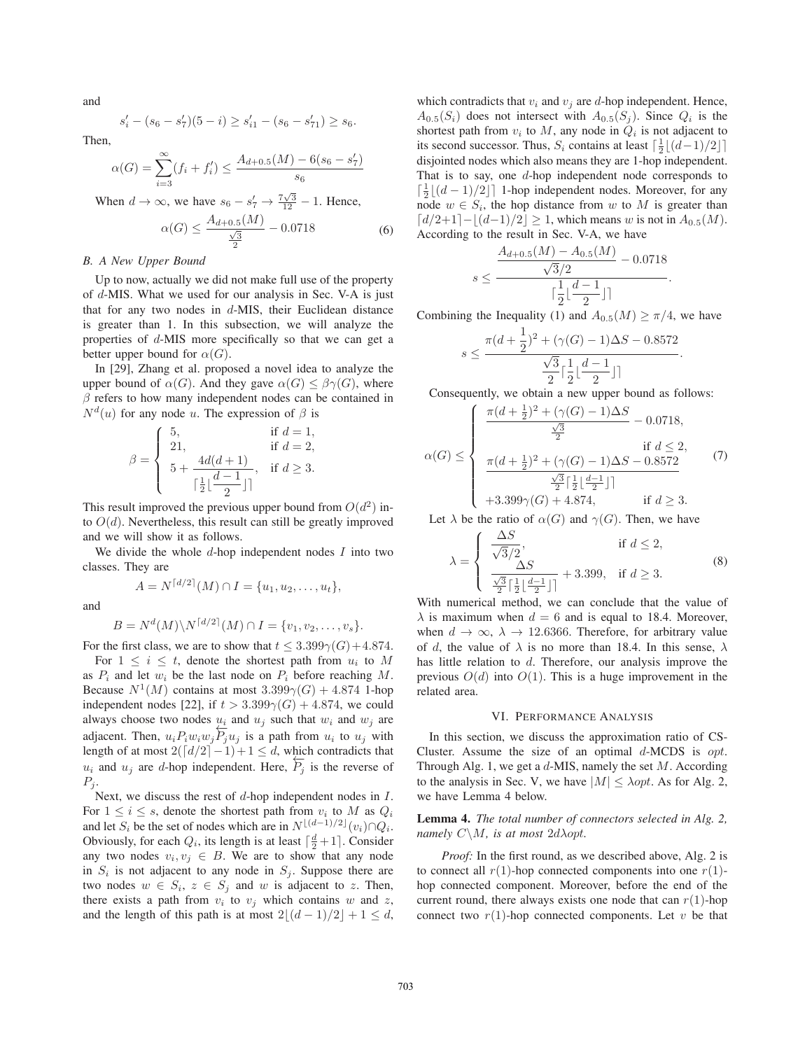and

$$s'_i - (s_6 - s'_7)(5 - i) \geq s'_{i1} - (s_6 - s'_{71}) \geq s_6.$$

Then,

$$\alpha(G) = \sum_{i=3}^{\infty}(f_i + f'_i) \leq \frac{A_{d+0.5}(M) - 6(s_6 - s'_7)}{s_6}$$

When $d \to \infty$, we have $s_6 - s'_7 \to \frac{7\sqrt{3}}{12} - 1$. Hence,

$$\alpha(G) \leq \frac{A_{d+0.5}(M)}{\frac{\sqrt{3}}{2}} - 0.0718 \tag{6}$$

### B. A New Upper Bound

Up to now, actually we did not make full use of the property of $d$-MIS. What we used for our analysis in Sec. V-A is just that for any two nodes in $d$-MIS, their Euclidean distance is greater than 1. In this subsection, we will analyze the properties of $d$-MIS more specifically so that we can get a better upper bound for $\alpha(G)$.

In [29], Zhang et al. proposed a novel idea to analyze the upper bound of $\alpha(G)$. And they gave $\alpha(G) \leq \beta\gamma(G)$, where $\beta$ refers to how many independent nodes can be contained in $N^d(u)$ for any node $u$. The expression of $\beta$ is

$$\beta = \begin{cases} 5, & \text{if } d = 1, \\ 21, & \text{if } d = 2, \\ 5 + \dfrac{4d(d+1)}{\lceil \frac{1}{2} \lfloor \dfrac{d-1}{2} \rfloor \rceil}, & \text{if } d \geq 3. \end{cases}$$

This result improved the previous upper bound from $O(d^2)$ into $O(d)$. Nevertheless, this result can still be greatly improved and we will show it as follows.

We divide the whole $d$-hop independent nodes $I$ into two classes. They are

$$A = N^{\lceil d/2 \rceil}(M) \cap I = \{u_1, u_2, \ldots, u_t\},$$

and

$$B = N^d(M) \backslash N^{\lceil d/2 \rceil}(M) \cap I = \{v_1, v_2, \ldots, v_s\}.$$

For the first class, we are to show that $t \leq 3.399\gamma(G) + 4.874$.

For $1 \leq i \leq t$, denote the shortest path from $u_i$ to $M$ as $P_i$ and let $w_i$ be the last node on $P_i$ before reaching $M$. Because $N^1(M)$ contains at most $3.399\gamma(G) + 4.874$ 1-hop independent nodes [22], if $t > 3.399\gamma(G) + 4.874$, we could always choose two nodes $u_i$ and $u_j$ such that $w_i$ and $w_j$ are adjacent. Then, $u_i P_i w_i w_j \overleftarrow{P_j} u_j$ is a path from $u_i$ to $u_j$ with length of at most $2(\lceil d/2 \rceil - 1) + 1 \leq d$, which contradicts that $u_i$ and $u_j$ are $d$-hop independent. Here, $\overleftarrow{P_j}$ is the reverse of $P_j$.

Next, we discuss the rest of $d$-hop independent nodes in $I$. For $1 \leq i \leq s$, denote the shortest path from $v_i$ to $M$ as $Q_i$ and let $S_i$ be the set of nodes which are in $N^{\lfloor (d-1)/2 \rfloor}(v_i) \cap Q_i$. Obviously, for each $Q_i$, its length is at least $\lceil \frac{d}{2} + 1 \rceil$. Consider any two nodes $v_i, v_j \in B$. We are to show that any node in $S_i$ is not adjacent to any node in $S_j$. Suppose there are two nodes $w \in S_i$, $z \in S_j$ and $w$ is adjacent to $z$. Then, there exists a path from $v_i$ to $v_j$ which contains $w$ and $z$, and the length of this path is at most $2\lfloor (d-1)/2 \rfloor + 1 \leq d$, which contradicts that $v_i$ and $v_j$ are $d$-hop independent. Hence, $A_{0.5}(S_i)$ does not intersect with $A_{0.5}(S_j)$. Since $Q_i$ is the shortest path from $v_i$ to $M$, any node in $Q_i$ is not adjacent to its second successor. Thus, $S_i$ contains at least $\lceil \frac{1}{2} \lfloor (d-1)/2 \rfloor \rceil$ disjointed nodes which also means they are 1-hop independent. That is to say, one $d$-hop independent node corresponds to $\lceil \frac{1}{2} \lfloor (d-1)/2 \rfloor \rceil$ 1-hop independent nodes. Moreover, for any node $w \in S_i$, the hop distance from $w$ to $M$ is greater than $\lceil d/2 + 1 \rceil - \lfloor (d-1)/2 \rfloor \geq 1$, which means $w$ is not in $A_{0.5}(M)$. According to the result in Sec. V-A, we have

$$s \leq \frac{\dfrac{A_{d+0.5}(M) - A_{0.5}(M)}{\sqrt{3}/2} - 0.0718}{\lceil \dfrac{1}{2} \lfloor \dfrac{d-1}{2} \rfloor \rceil}.$$

Combining the Inequality (1) and $A_{0.5}(M) \geq \pi/4$, we have

$$s \leq \frac{\pi(d + \frac{1}{2})^2 + (\gamma(G) - 1)\Delta S - 0.8572}{\dfrac{\sqrt{3}}{2} \lceil \dfrac{1}{2} \lfloor \dfrac{d-1}{2} \rfloor \rceil}.$$

Consequently, we obtain a new upper bound as follows:

$$\alpha(G) \leq \begin{cases} \dfrac{\pi(d + \frac{1}{2})^2 + (\gamma(G) - 1)\Delta S}{\frac{\sqrt{3}}{2}} - 0.0718, & \\ & \text{if } d \leq 2, \\ \dfrac{\pi(d + \frac{1}{2})^2 + (\gamma(G) - 1)\Delta S - 0.8572}{\frac{\sqrt{3}}{2} \lceil \frac{1}{2} \lfloor \frac{d-1}{2} \rfloor \rceil} & \\ +3.399\gamma(G) + 4.874, & \text{if } d \geq 3. \end{cases} \tag{7}$$

Let $\lambda$ be the ratio of $\alpha(G)$ and $\gamma(G)$. Then, we have

$$\lambda = \begin{cases} \dfrac{\Delta S}{\sqrt{3}/2}, & \text{if } d \leq 2, \\ \dfrac{\Delta S}{\frac{\sqrt{3}}{2} \lceil \frac{1}{2} \lfloor \frac{d-1}{2} \rfloor \rceil} + 3.399, & \text{if } d \geq 3. \end{cases} \tag{8}$$

With numerical method, we can conclude that the value of $\lambda$ is maximum when $d = 6$ and is equal to 18.4. Moreover, when $d \to \infty$, $\lambda \to 12.6366$. Therefore, for arbitrary value of $d$, the value of $\lambda$ is no more than 18.4. In this sense, $\lambda$ has little relation to $d$. Therefore, our analysis improve the previous $O(d)$ into $O(1)$. This is a huge improvement in the related area.

## VI. Performance Analysis

In this section, we discuss the approximation ratio of CS-Cluster. Assume the size of an optimal $d$-MCDS is $opt$. Through Alg. 1, we get a $d$-MIS, namely the set $M$. According to the analysis in Sec. V, we have $|M| \leq \lambda opt$. As for Alg. 2, we have Lemma 4 below.

**Lemma 4.** *The total number of connectors selected in Alg. 2, namely $C \backslash M$, is at most $2d\lambda opt$.*

*Proof:* In the first round, as we described above, Alg. 2 is to connect all $r(1)$-hop connected components into one $r(1)$-hop connected component. Moreover, before the end of the current round, there always exists one node that can $r(1)$-hop connect two $r(1)$-hop connected components. Let $v$ be that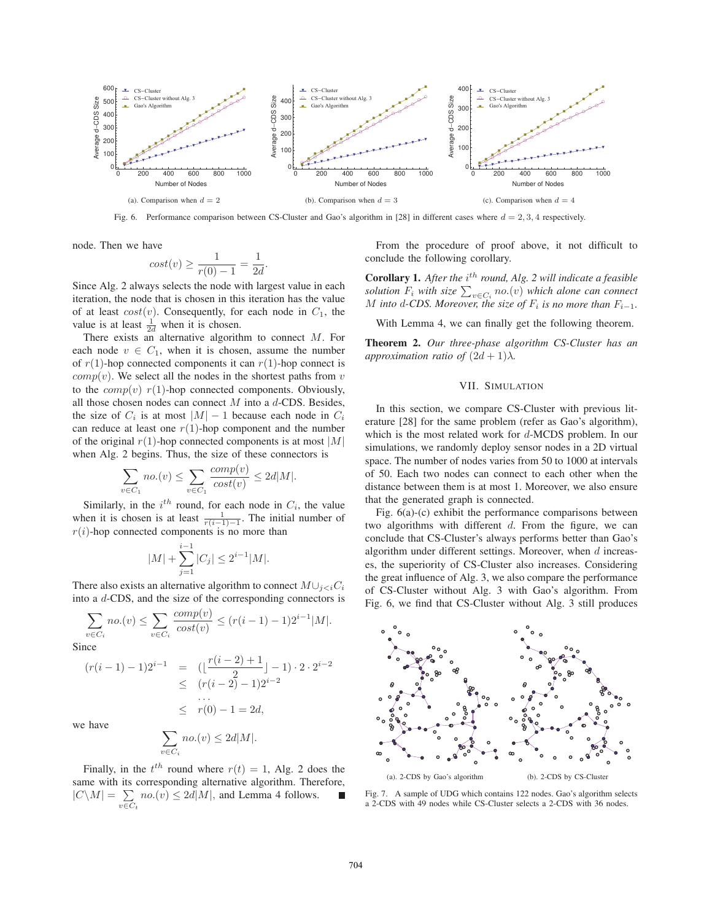Fig. 6. Performance comparison between CS-Cluster and Gao's algorithm in [28] in different cases where $d = 2, 3, 4$ respectively.

node. Then we have

$$cost(v) \geq \frac{1}{r(0) - 1} = \frac{1}{2d}.$$

Since Alg. 2 always selects the node with largest value in each iteration, the node that is chosen in this iteration has the value of at least $cost(v)$. Consequently, for each node in $C_1$, the value is at least $\frac{1}{2d}$ when it is chosen.

There exists an alternative algorithm to connect $M$. For each node $v \in C_1$, when it is chosen, assume the number of $r(1)$-hop connected components it can $r(1)$-hop connect is $comp(v)$. We select all the nodes in the shortest paths from $v$ to the $comp(v)$ $r(1)$-hop connected components. Obviously, all those chosen nodes can connect $M$ into a $d$-CDS. Besides, the size of $C_i$ is at most $|M| - 1$ because each node in $C_i$ can reduce at least one $r(1)$-hop component and the number of the original $r(1)$-hop connected components is at most $|M|$ when Alg. 2 begins. Thus, the size of these connectors is

$$\sum_{v \in C_1} no.(v) \leq \sum_{v \in C_1} \frac{comp(v)}{cost(v)} \leq 2d|M|.$$

Similarly, in the $i^{th}$ round, for each node in $C_i$, the value when it is chosen is at least $\frac{1}{r(i-1)-1}$. The initial number of $r(i)$-hop connected components is no more than

$$|M| + \sum_{j=1}^{i-1} |C_j| \leq 2^{i-1}|M|.$$

There also exists an alternative algorithm to connect $M \cup_{j<i} C_i$ into a $d$-CDS, and the size of the corresponding connectors is

$$\sum_{v \in C_i} no.(v) \leq \sum_{v \in C_i} \frac{comp(v)}{cost(v)} \leq (r(i-1) - 1)2^{i-1}|M|.$$

Since

$$\begin{aligned}
(r(i-1) - 1)2^{i-1} &= (\lfloor \frac{r(i-2)+1}{2} \rfloor - 1) \cdot 2 \cdot 2^{i-2} \\
&\leq (r(i-2) - 1)2^{i-2} \\
&\quad \cdots \\
&\leq r(0) - 1 = 2d,
\end{aligned}$$

we have

$$\sum_{v \in C_i} no.(v) \leq 2d|M|.$$

Finally, in the $t^{th}$ round where $r(t) = 1$, Alg. 2 does the same with its corresponding alternative algorithm. Therefore, $|C \backslash M| = \sum_{v \in C_t} no.(v) \leq 2d|M|$, and Lemma 4 follows. ■

From the procedure of proof above, it not difficult to conclude the following corollary.

**Corollary 1.** *After the $i^{th}$ round, Alg. 2 will indicate a feasible solution $F_i$ with size $\sum_{v \in C_i} no.(v)$ which alone can connect $M$ into $d$-CDS. Moreover, the size of $F_i$ is no more than $F_{i-1}$.*

With Lemma 4, we can finally get the following theorem.

**Theorem 2.** *Our three-phase algorithm CS-Cluster has an approximation ratio of $(2d + 1)\lambda$.*

## VII. Simulation

In this section, we compare CS-Cluster with previous literature [28] for the same problem (refer as Gao's algorithm), which is the most related work for $d$-MCDS problem. In our simulations, we randomly deploy sensor nodes in a 2D virtual space. The number of nodes varies from 50 to 1000 at intervals of 50. Each two nodes can connect to each other when the distance between them is at most 1. Moreover, we also ensure that the generated graph is connected.

Fig. 6(a)-(c) exhibit the performance comparisons between two algorithms with different $d$. From the figure, we can conclude that CS-Cluster's always performs better than Gao's algorithm under different settings. Moreover, when $d$ increases, the superiority of CS-Cluster also increases. Considering the great influence of Alg. 3, we also compare the performance of CS-Cluster without Alg. 3 with Gao's algorithm. From Fig. 6, we find that CS-Cluster without Alg. 3 still produces

(a). 2-CDS by Gao's algorithm (b). 2-CDS by CS-Cluster

Fig. 7. A sample of UDG which contains 122 nodes. Gao's algorithm selects a 2-CDS with 49 nodes while CS-Cluster selects a 2-CDS with 36 nodes.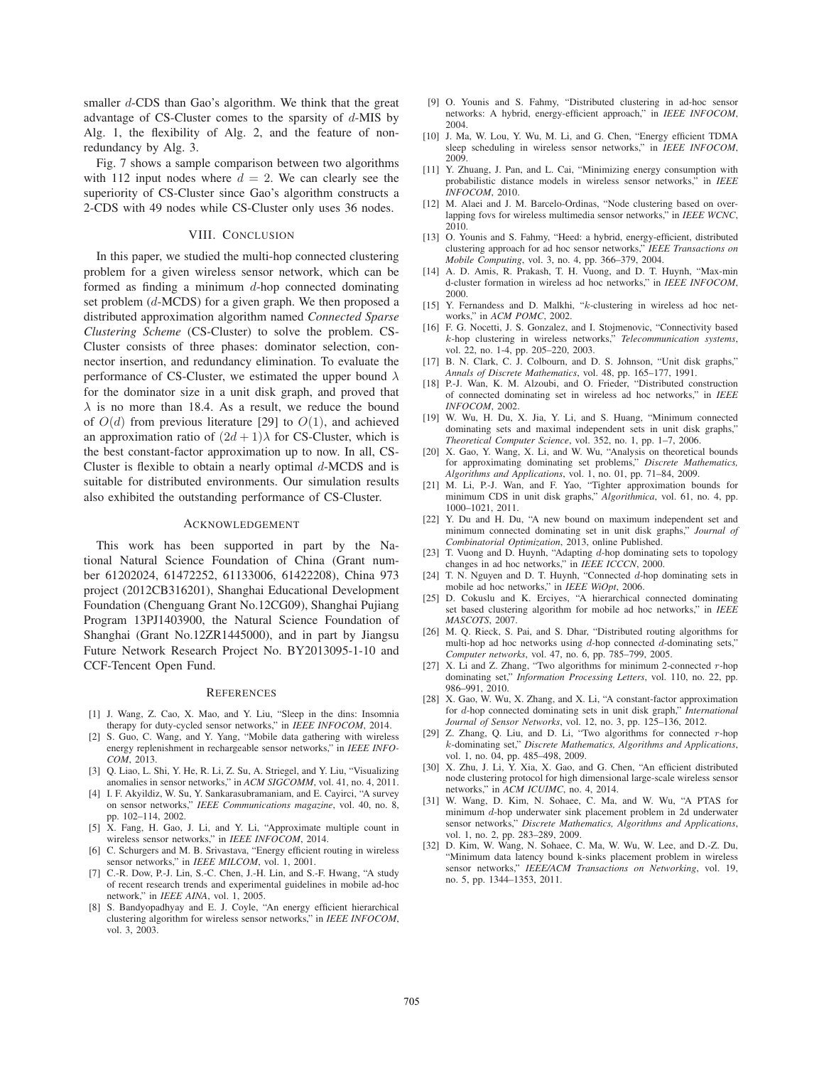smaller $d$-CDS than Gao's algorithm. We think that the great advantage of CS-Cluster comes to the sparsity of $d$-MIS by Alg. 1, the flexibility of Alg. 2, and the feature of non-redundancy by Alg. 3.

Fig. 7 shows a sample comparison between two algorithms with 112 input nodes where $d = 2$. We can clearly see the superiority of CS-Cluster since Gao's algorithm constructs a 2-CDS with 49 nodes while CS-Cluster only uses 36 nodes.

## VIII. Conclusion

In this paper, we studied the multi-hop connected clustering problem for a given wireless sensor network, which can be formed as finding a minimum $d$-hop connected dominating set problem ($d$-MCDS) for a given graph. We then proposed a distributed approximation algorithm named *Connected Sparse Clustering Scheme* (CS-Cluster) to solve the problem. CS-Cluster consists of three phases: dominator selection, connector insertion, and redundancy elimination. To evaluate the performance of CS-Cluster, we estimated the upper bound $\lambda$ for the dominator size in a unit disk graph, and proved that $\lambda$ is no more than 18.4. As a result, we reduce the bound of $O(d)$ from previous literature [29] to $O(1)$, and achieved an approximation ratio of $(2d + 1)\lambda$ for CS-Cluster, which is the best constant-factor approximation up to now. In all, CS-Cluster is flexible to obtain a nearly optimal $d$-MCDS and is suitable for distributed environments. Our simulation results also exhibited the outstanding performance of CS-Cluster.

## Acknowledgement

This work has been supported in part by the National Natural Science Foundation of China (Grant number 61202024, 61472252, 61133006, 61422208), China 973 project (2012CB316201), Shanghai Educational Development Foundation (Chenguang Grant No.12CG09), Shanghai Pujiang Program 13PJ1403900, the Natural Science Foundation of Shanghai (Grant No.12ZR1445000), and in part by Jiangsu Future Network Research Project No. BY2013095-1-10 and CCF-Tencent Open Fund.

## References

[1] J. Wang, Z. Cao, X. Mao, and Y. Liu, "Sleep in the dins: Insomnia therapy for duty-cycled sensor networks," in *IEEE INFOCOM*, 2014.

[2] S. Guo, C. Wang, and Y. Yang, "Mobile data gathering with wireless energy replenishment in rechargeable sensor networks," in *IEEE INFOCOM*, 2013.

[3] Q. Liao, L. Shi, Y. He, R. Li, Z. Su, A. Striegel, and Y. Liu, "Visualizing anomalies in sensor networks," in *ACM SIGCOMM*, vol. 41, no. 4, 2011.

[4] I. F. Akyildiz, W. Su, Y. Sankarasubramaniam, and E. Cayirci, "A survey on sensor networks," *IEEE Communications magazine*, vol. 40, no. 8, pp. 102–114, 2002.

[5] X. Fang, H. Gao, J. Li, and Y. Li, "Approximate multiple count in wireless sensor networks," in *IEEE INFOCOM*, 2014.

[6] C. Schurgers and M. B. Srivastava, "Energy efficient routing in wireless sensor networks," in *IEEE MILCOM*, vol. 1, 2001.

[7] C.-R. Dow, P.-J. Lin, S.-C. Chen, J.-H. Lin, and S.-F. Hwang, "A study of recent research trends and experimental guidelines in mobile ad-hoc network," in *IEEE AINA*, vol. 1, 2005.

[8] S. Bandyopadhyay and E. J. Coyle, "An energy efficient hierarchical clustering algorithm for wireless sensor networks," in *IEEE INFOCOM*, vol. 3, 2003.

[9] O. Younis and S. Fahmy, "Distributed clustering in ad-hoc sensor networks: A hybrid, energy-efficient approach," in *IEEE INFOCOM*, 2004.

[10] J. Ma, W. Lou, Y. Wu, M. Li, and G. Chen, "Energy efficient TDMA sleep scheduling in wireless sensor networks," in *IEEE INFOCOM*, 2009.

[11] Y. Zhuang, J. Pan, and L. Cai, "Minimizing energy consumption with probabilistic distance models in wireless sensor networks," in *IEEE INFOCOM*, 2010.

[12] M. Alaei and J. M. Barcelo-Ordinas, "Node clustering based on overlapping fovs for wireless multimedia sensor networks," in *IEEE WCNC*, 2010.

[13] O. Younis and S. Fahmy, "Heed: a hybrid, energy-efficient, distributed clustering approach for ad hoc sensor networks," *IEEE Transactions on Mobile Computing*, vol. 3, no. 4, pp. 366–379, 2004.

[14] A. D. Amis, R. Prakash, T. H. Vuong, and D. T. Huynh, "Max-min d-cluster formation in wireless ad hoc networks," in *IEEE INFOCOM*, 2000.

[15] Y. Fernandess and D. Malkhi, "$k$-clustering in wireless ad hoc networks," in *ACM POMC*, 2002.

[16] F. G. Nocetti, J. S. Gonzalez, and I. Stojmenovic, "Connectivity based $k$-hop clustering in wireless networks," *Telecommunication systems*, vol. 22, no. 1-4, pp. 205–220, 2003.

[17] B. N. Clark, C. J. Colbourn, and D. S. Johnson, "Unit disk graphs," *Annals of Discrete Mathematics*, vol. 48, pp. 165–177, 1991.

[18] P.-J. Wan, K. M. Alzoubi, and O. Frieder, "Distributed construction of connected dominating set in wireless ad hoc networks," in *IEEE INFOCOM*, 2002.

[19] W. Wu, H. Du, X. Jia, Y. Li, and S. Huang, "Minimum connected dominating sets and maximal independent sets in unit disk graphs," *Theoretical Computer Science*, vol. 352, no. 1, pp. 1–7, 2006.

[20] X. Gao, Y. Wang, X. Li, and W. Wu, "Analysis on theoretical bounds for approximating dominating set problems," *Discrete Mathematics, Algorithms and Applications*, vol. 1, no. 01, pp. 71–84, 2009.

[21] M. Li, P.-J. Wan, and F. Yao, "Tighter approximation bounds for minimum CDS in unit disk graphs," *Algorithmica*, vol. 61, no. 4, pp. 1000–1021, 2011.

[22] Y. Du and H. Du, "A new bound on maximum independent set and minimum connected dominating set in unit disk graphs," *Journal of Combinatorial Optimization*, 2013, online Published.

[23] T. Vuong and D. Huynh, "Adapting $d$-hop dominating sets to topology changes in ad hoc networks," in *IEEE ICCCN*, 2000.

[24] T. N. Nguyen and D. T. Huynh, "Connected $d$-hop dominating sets in mobile ad hoc networks," in *IEEE WiOpt*, 2006.

[25] D. Cokuslu and K. Erciyes, "A hierarchical connected dominating set based clustering algorithm for mobile ad hoc networks," in *IEEE MASCOTS*, 2007.

[26] M. Q. Rieck, S. Pai, and S. Dhar, "Distributed routing algorithms for multi-hop ad hoc networks using $d$-hop connected $d$-dominating sets," *Computer networks*, vol. 47, no. 6, pp. 785–799, 2005.

[27] X. Li and Z. Zhang, "Two algorithms for minimum 2-connected $r$-hop dominating set," *Information Processing Letters*, vol. 110, no. 22, pp. 986–991, 2010.

[28] X. Gao, W. Wu, X. Zhang, and X. Li, "A constant-factor approximation for $d$-hop connected dominating sets in unit disk graph," *International Journal of Sensor Networks*, vol. 12, no. 3, pp. 125–136, 2012.

[29] Z. Zhang, Q. Liu, and D. Li, "Two algorithms for connected $r$-hop $k$-dominating set," *Discrete Mathematics, Algorithms and Applications*, vol. 1, no. 04, pp. 485–498, 2009.

[30] X. Zhu, J. Li, Y. Xia, X. Gao, and G. Chen, "An efficient distributed node clustering protocol for high dimensional large-scale wireless sensor networks," in *ACM ICUIMC*, no. 4, 2014.

[31] W. Wang, D. Kim, N. Sohaee, C. Ma, and W. Wu, "A PTAS for minimum $d$-hop underwater sink placement problem in 2d underwater sensor networks," *Discrete Mathematics, Algorithms and Applications*, vol. 1, no. 2, pp. 283–289, 2009.

[32] D. Kim, W. Wang, N. Sohaee, C. Ma, W. Wu, W. Lee, and D.-Z. Du, "Minimum data latency bound k-sinks placement problem in wireless sensor networks," *IEEE/ACM Transactions on Networking*, vol. 19, no. 5, pp. 1344–1353, 2011.